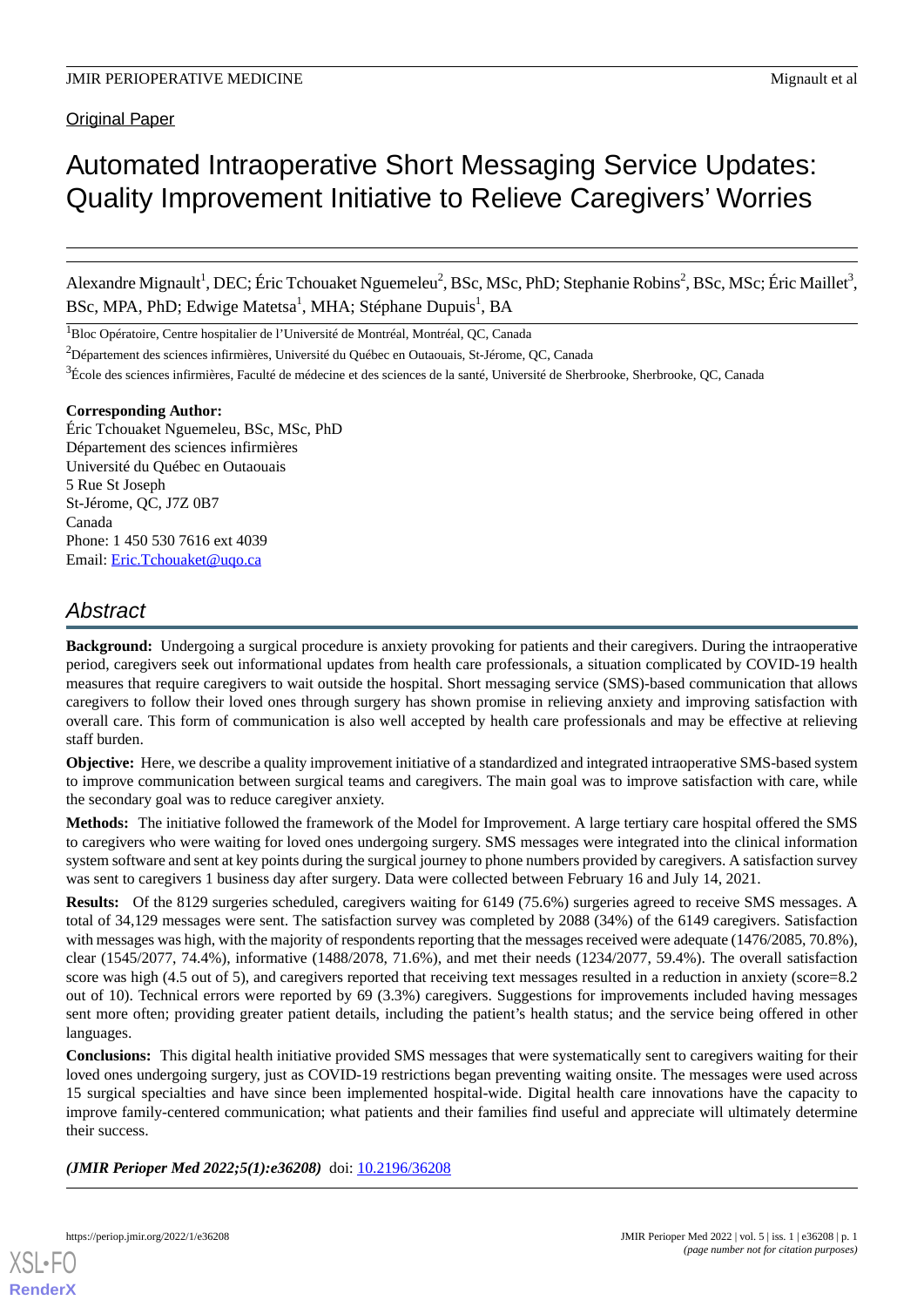Original Paper

# Automated Intraoperative Short Messaging Service Updates: Quality Improvement Initiative to Relieve Caregivers' Worries

Alexandre Mignault[1], DEC; Éric Tchouaket Nguemeleu[2], BSc, MSc, PhD; Stephanie Robins[2], BSc, MSc; Éric Maillet[3], BSc, MPA, PhD; Edwige Matetsa[1], MHA; Stéphane Dupuis[1], BA

[1]Bloc Opératoire, Centre hospitalier de l'Université de Montréal, Montréal, QC, Canada

[2]Département des sciences infirmières, Université du Québec en Outaouais, St-Jérome, QC, Canada

[3]École des sciences infirmières, Faculté de médecine et des sciences de la santé, Université de Sherbrooke, Sherbrooke, QC, Canada

**Corresponding Author:**
Éric Tchouaket Nguemeleu, BSc, MSc, PhD
Département des sciences infirmières
Université du Québec en Outaouais
5 Rue St Joseph
St-Jérome, QC, J7Z 0B7
Canada
Phone: 1 450 530 7616 ext 4039
Email: Eric.Tchouaket@uqo.ca

## Abstract

**Background:** Undergoing a surgical procedure is anxiety provoking for patients and their caregivers. During the intraoperative period, caregivers seek out informational updates from health care professionals, a situation complicated by COVID-19 health measures that require caregivers to wait outside the hospital. Short messaging service (SMS)-based communication that allows caregivers to follow their loved ones through surgery has shown promise in relieving anxiety and improving satisfaction with overall care. This form of communication is also well accepted by health care professionals and may be effective at relieving staff burden.

**Objective:** Here, we describe a quality improvement initiative of a standardized and integrated intraoperative SMS-based system to improve communication between surgical teams and caregivers. The main goal was to improve satisfaction with care, while the secondary goal was to reduce caregiver anxiety.

**Methods:** The initiative followed the framework of the Model for Improvement. A large tertiary care hospital offered the SMS to caregivers who were waiting for loved ones undergoing surgery. SMS messages were integrated into the clinical information system software and sent at key points during the surgical journey to phone numbers provided by caregivers. A satisfaction survey was sent to caregivers 1 business day after surgery. Data were collected between February 16 and July 14, 2021.

**Results:** Of the 8129 surgeries scheduled, caregivers waiting for 6149 (75.6%) surgeries agreed to receive SMS messages. A total of 34,129 messages were sent. The satisfaction survey was completed by 2088 (34%) of the 6149 caregivers. Satisfaction with messages was high, with the majority of respondents reporting that the messages received were adequate (1476/2085, 70.8%), clear (1545/2077, 74.4%), informative (1488/2078, 71.6%), and met their needs (1234/2077, 59.4%). The overall satisfaction score was high (4.5 out of 5), and caregivers reported that receiving text messages resulted in a reduction in anxiety (score=8.2 out of 10). Technical errors were reported by 69 (3.3%) caregivers. Suggestions for improvements included having messages sent more often; providing greater patient details, including the patient's health status; and the service being offered in other languages.

**Conclusions:** This digital health initiative provided SMS messages that were systematically sent to caregivers waiting for their loved ones undergoing surgery, just as COVID-19 restrictions began preventing waiting onsite. The messages were used across 15 surgical specialties and have since been implemented hospital-wide. Digital health care innovations have the capacity to improve family-centered communication; what patients and their families find useful and appreciate will ultimately determine their success.

***(JMIR Perioper Med 2022;5(1):e36208)*** doi: 10.2196/36208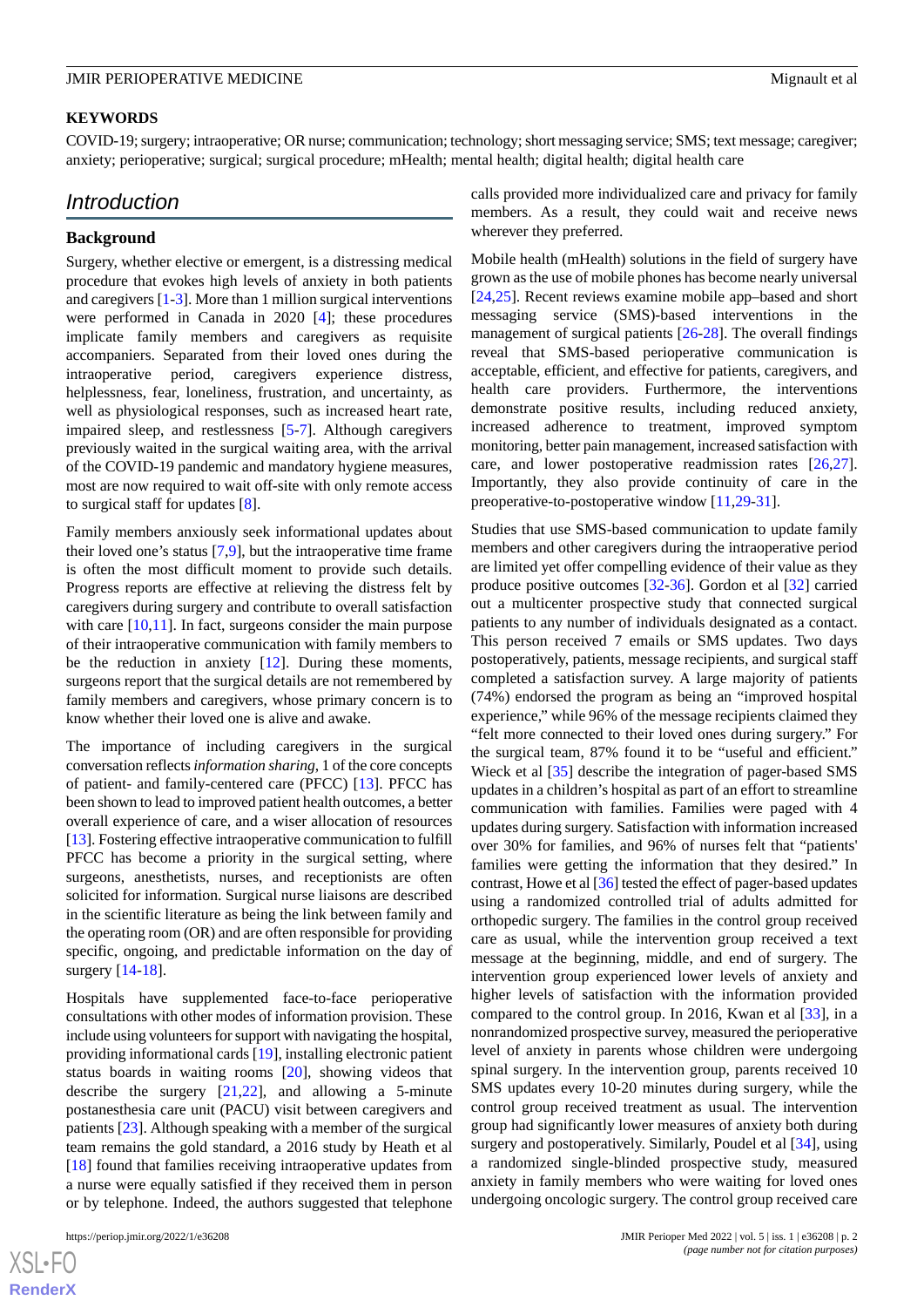## KEYWORDS

COVID-19; surgery; intraoperative; OR nurse; communication; technology; short messaging service; SMS; text message; caregiver; anxiety; perioperative; surgical; surgical procedure; mHealth; mental health; digital health; digital health care

## Introduction

### Background

Surgery, whether elective or emergent, is a distressing medical procedure that evokes high levels of anxiety in both patients and caregivers [1-3]. More than 1 million surgical interventions were performed in Canada in 2020 [4]; these procedures implicate family members and caregivers as requisite accompaniers. Separated from their loved ones during the intraoperative period, caregivers experience distress, helplessness, fear, loneliness, frustration, and uncertainty, as well as physiological responses, such as increased heart rate, impaired sleep, and restlessness [5-7]. Although caregivers previously waited in the surgical waiting area, with the arrival of the COVID-19 pandemic and mandatory hygiene measures, most are now required to wait off-site with only remote access to surgical staff for updates [8].

Family members anxiously seek informational updates about their loved one's status [7,9], but the intraoperative time frame is often the most difficult moment to provide such details. Progress reports are effective at relieving the distress felt by caregivers during surgery and contribute to overall satisfaction with care [10,11]. In fact, surgeons consider the main purpose of their intraoperative communication with family members to be the reduction in anxiety [12]. During these moments, surgeons report that the surgical details are not remembered by family members and caregivers, whose primary concern is to know whether their loved one is alive and awake.

The importance of including caregivers in the surgical conversation reflects *information sharing*, 1 of the core concepts of patient- and family-centered care (PFCC) [13]. PFCC has been shown to lead to improved patient health outcomes, a better overall experience of care, and a wiser allocation of resources [13]. Fostering effective intraoperative communication to fulfill PFCC has become a priority in the surgical setting, where surgeons, anesthetists, nurses, and receptionists are often solicited for information. Surgical nurse liaisons are described in the scientific literature as being the link between family and the operating room (OR) and are often responsible for providing specific, ongoing, and predictable information on the day of surgery [14-18].

Hospitals have supplemented face-to-face perioperative consultations with other modes of information provision. These include using volunteers for support with navigating the hospital, providing informational cards [19], installing electronic patient status boards in waiting rooms [20], showing videos that describe the surgery [21,22], and allowing a 5-minute postanesthesia care unit (PACU) visit between caregivers and patients [23]. Although speaking with a member of the surgical team remains the gold standard, a 2016 study by Heath et al [18] found that families receiving intraoperative updates from a nurse were equally satisfied if they received them in person or by telephone. Indeed, the authors suggested that telephone calls provided more individualized care and privacy for family members. As a result, they could wait and receive news wherever they preferred.

Mobile health (mHealth) solutions in the field of surgery have grown as the use of mobile phones has become nearly universal [24,25]. Recent reviews examine mobile app–based and short messaging service (SMS)-based interventions in the management of surgical patients [26-28]. The overall findings reveal that SMS-based perioperative communication is acceptable, efficient, and effective for patients, caregivers, and health care providers. Furthermore, the interventions demonstrate positive results, including reduced anxiety, increased adherence to treatment, improved symptom monitoring, better pain management, increased satisfaction with care, and lower postoperative readmission rates [26,27]. Importantly, they also provide continuity of care in the preoperative-to-postoperative window [11,29-31].

Studies that use SMS-based communication to update family members and other caregivers during the intraoperative period are limited yet offer compelling evidence of their value as they produce positive outcomes [32-36]. Gordon et al [32] carried out a multicenter prospective study that connected surgical patients to any number of individuals designated as a contact. This person received 7 emails or SMS updates. Two days postoperatively, patients, message recipients, and surgical staff completed a satisfaction survey. A large majority of patients (74%) endorsed the program as being an "improved hospital experience," while 96% of the message recipients claimed they "felt more connected to their loved ones during surgery." For the surgical team, 87% found it to be "useful and efficient." Wieck et al [35] describe the integration of pager-based SMS updates in a children's hospital as part of an effort to streamline communication with families. Families were paged with 4 updates during surgery. Satisfaction with information increased over 30% for families, and 96% of nurses felt that "patients' families were getting the information that they desired." In contrast, Howe et al [36] tested the effect of pager-based updates using a randomized controlled trial of adults admitted for orthopedic surgery. The families in the control group received care as usual, while the intervention group received a text message at the beginning, middle, and end of surgery. The intervention group experienced lower levels of anxiety and higher levels of satisfaction with the information provided compared to the control group. In 2016, Kwan et al [33], in a nonrandomized prospective survey, measured the perioperative level of anxiety in parents whose children were undergoing spinal surgery. In the intervention group, parents received 10 SMS updates every 10-20 minutes during surgery, while the control group received treatment as usual. The intervention group had significantly lower measures of anxiety both during surgery and postoperatively. Similarly, Poudel et al [34], using a randomized single-blinded prospective study, measured anxiety in family members who were waiting for loved ones undergoing oncologic surgery. The control group received care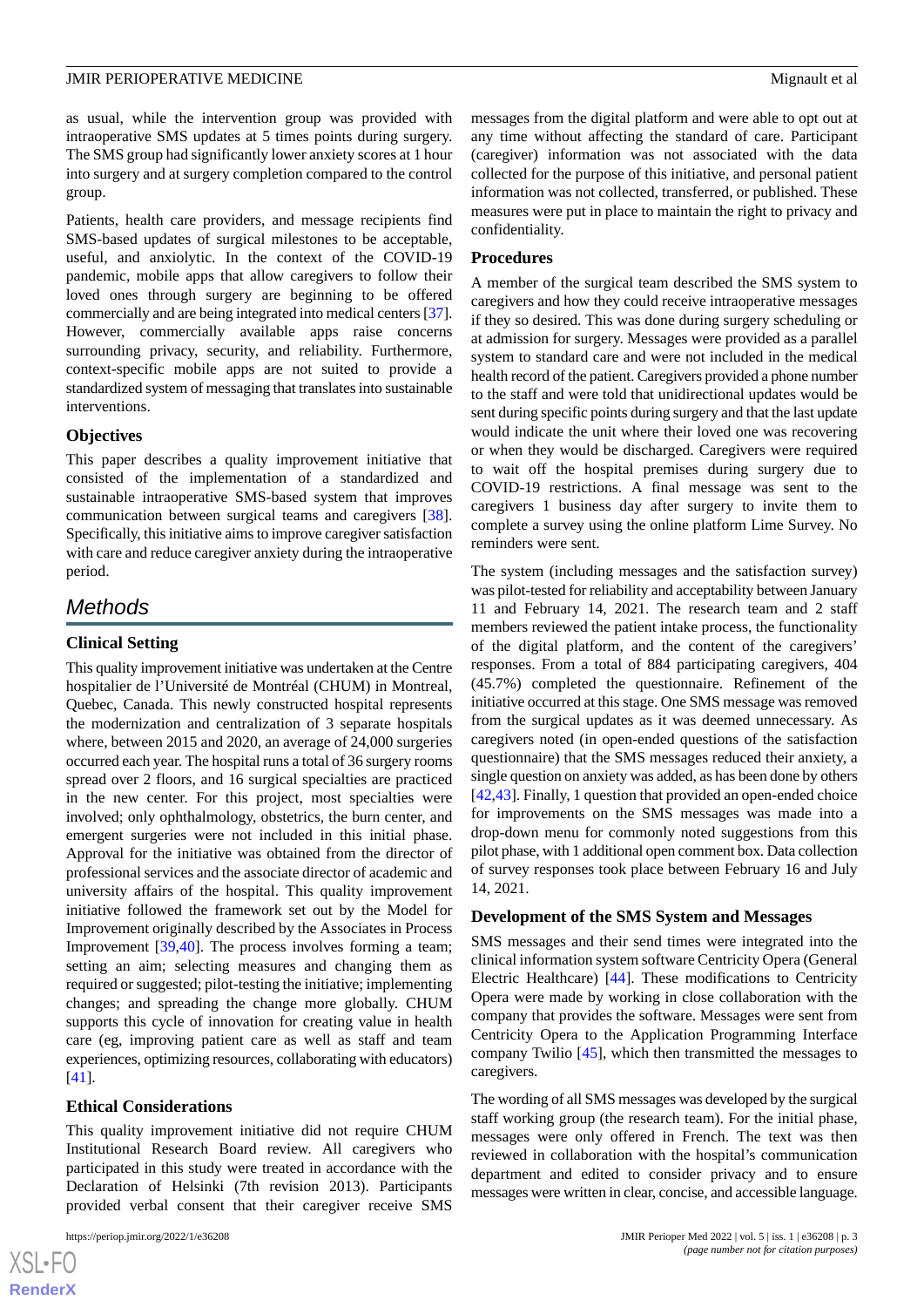as usual, while the intervention group was provided with intraoperative SMS updates at 5 times points during surgery. The SMS group had significantly lower anxiety scores at 1 hour into surgery and at surgery completion compared to the control group.

Patients, health care providers, and message recipients find SMS-based updates of surgical milestones to be acceptable, useful, and anxiolytic. In the context of the COVID-19 pandemic, mobile apps that allow caregivers to follow their loved ones through surgery are beginning to be offered commercially and are being integrated into medical centers [37]. However, commercially available apps raise concerns surrounding privacy, security, and reliability. Furthermore, context-specific mobile apps are not suited to provide a standardized system of messaging that translates into sustainable interventions.

### Objectives

This paper describes a quality improvement initiative that consisted of the implementation of a standardized and sustainable intraoperative SMS-based system that improves communication between surgical teams and caregivers [38]. Specifically, this initiative aims to improve caregiver satisfaction with care and reduce caregiver anxiety during the intraoperative period.

## Methods

### Clinical Setting

This quality improvement initiative was undertaken at the Centre hospitalier de l'Université de Montréal (CHUM) in Montreal, Quebec, Canada. This newly constructed hospital represents the modernization and centralization of 3 separate hospitals where, between 2015 and 2020, an average of 24,000 surgeries occurred each year. The hospital runs a total of 36 surgery rooms spread over 2 floors, and 16 surgical specialties are practiced in the new center. For this project, most specialties were involved; only ophthalmology, obstetrics, the burn center, and emergent surgeries were not included in this initial phase. Approval for the initiative was obtained from the director of professional services and the associate director of academic and university affairs of the hospital. This quality improvement initiative followed the framework set out by the Model for Improvement originally described by the Associates in Process Improvement [39,40]. The process involves forming a team; setting an aim; selecting measures and changing them as required or suggested; pilot-testing the initiative; implementing changes; and spreading the change more globally. CHUM supports this cycle of innovation for creating value in health care (eg, improving patient care as well as staff and team experiences, optimizing resources, collaborating with educators) [41].

### Ethical Considerations

This quality improvement initiative did not require CHUM Institutional Research Board review. All caregivers who participated in this study were treated in accordance with the Declaration of Helsinki (7th revision 2013). Participants provided verbal consent that their caregiver receive SMS messages from the digital platform and were able to opt out at any time without affecting the standard of care. Participant (caregiver) information was not associated with the data collected for the purpose of this initiative, and personal patient information was not collected, transferred, or published. These measures were put in place to maintain the right to privacy and confidentiality.

### Procedures

A member of the surgical team described the SMS system to caregivers and how they could receive intraoperative messages if they so desired. This was done during surgery scheduling or at admission for surgery. Messages were provided as a parallel system to standard care and were not included in the medical health record of the patient. Caregivers provided a phone number to the staff and were told that unidirectional updates would be sent during specific points during surgery and that the last update would indicate the unit where their loved one was recovering or when they would be discharged. Caregivers were required to wait off the hospital premises during surgery due to COVID-19 restrictions. A final message was sent to the caregivers 1 business day after surgery to invite them to complete a survey using the online platform Lime Survey. No reminders were sent.

The system (including messages and the satisfaction survey) was pilot-tested for reliability and acceptability between January 11 and February 14, 2021. The research team and 2 staff members reviewed the patient intake process, the functionality of the digital platform, and the content of the caregivers' responses. From a total of 884 participating caregivers, 404 (45.7%) completed the questionnaire. Refinement of the initiative occurred at this stage. One SMS message was removed from the surgical updates as it was deemed unnecessary. As caregivers noted (in open-ended questions of the satisfaction questionnaire) that the SMS messages reduced their anxiety, a single question on anxiety was added, as has been done by others [42,43]. Finally, 1 question that provided an open-ended choice for improvements on the SMS messages was made into a drop-down menu for commonly noted suggestions from this pilot phase, with 1 additional open comment box. Data collection of survey responses took place between February 16 and July 14, 2021.

### Development of the SMS System and Messages

SMS messages and their send times were integrated into the clinical information system software Centricity Opera (General Electric Healthcare) [44]. These modifications to Centricity Opera were made by working in close collaboration with the company that provides the software. Messages were sent from Centricity Opera to the Application Programming Interface company Twilio [45], which then transmitted the messages to caregivers.

The wording of all SMS messages was developed by the surgical staff working group (the research team). For the initial phase, messages were only offered in French. The text was then reviewed in collaboration with the hospital's communication department and edited to consider privacy and to ensure messages were written in clear, concise, and accessible language.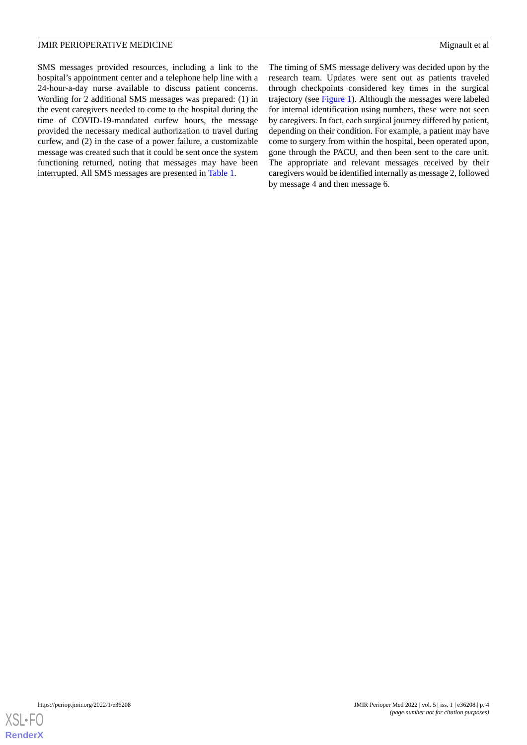SMS messages provided resources, including a link to the hospital's appointment center and a telephone help line with a 24-hour-a-day nurse available to discuss patient concerns. Wording for 2 additional SMS messages was prepared: (1) in the event caregivers needed to come to the hospital during the time of COVID-19-mandated curfew hours, the message provided the necessary medical authorization to travel during curfew, and (2) in the case of a power failure, a customizable message was created such that it could be sent once the system functioning returned, noting that messages may have been interrupted. All SMS messages are presented in Table 1.

The timing of SMS message delivery was decided upon by the research team. Updates were sent out as patients traveled through checkpoints considered key times in the surgical trajectory (see Figure 1). Although the messages were labeled for internal identification using numbers, these were not seen by caregivers. In fact, each surgical journey differed by patient, depending on their condition. For example, a patient may have come to surgery from within the hospital, been operated upon, gone through the PACU, and then been sent to the care unit. The appropriate and relevant messages received by their caregivers would be identified internally as message 2, followed by message 4 and then message 6.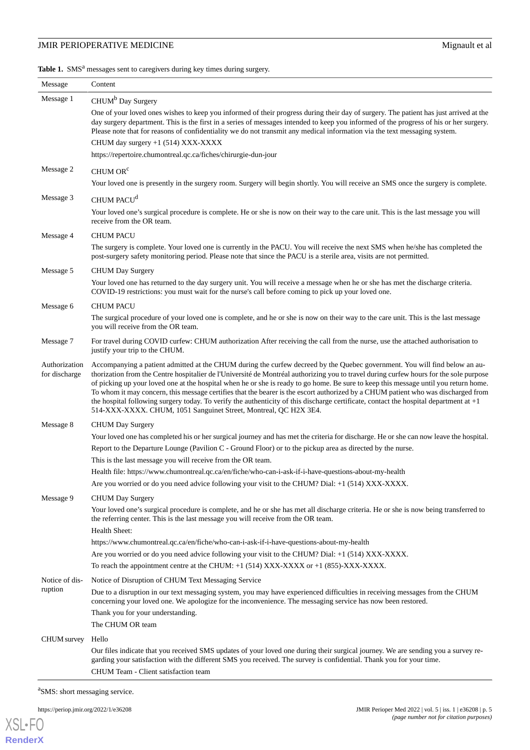**Table 1.** SMS[a] messages sent to caregivers during key times during surgery.

| Message | Content |
| --- | --- |
| Message 1 | CHUM[b] Day Surgery<br>One of your loved ones wishes to keep you informed of their progress during their day of surgery. The patient has just arrived at the day surgery department. This is the first in a series of messages intended to keep you informed of the progress of his or her surgery. Please note that for reasons of confidentiality we do not transmit any medical information via the text messaging system.<br>CHUM day surgery +1 (514) XXX-XXXX<br>https://repertoire.chumontreal.qc.ca/fiches/chirurgie-dun-jour |
| Message 2 | CHUM OR[c]<br>Your loved one is presently in the surgery room. Surgery will begin shortly. You will receive an SMS once the surgery is complete. |
| Message 3 | CHUM PACU[d]<br>Your loved one's surgical procedure is complete. He or she is now on their way to the care unit. This is the last message you will receive from the OR team. |
| Message 4 | CHUM PACU<br>The surgery is complete. Your loved one is currently in the PACU. You will receive the next SMS when he/she has completed the post-surgery safety monitoring period. Please note that since the PACU is a sterile area, visits are not permitted. |
| Message 5 | CHUM Day Surgery<br>Your loved one has returned to the day surgery unit. You will receive a message when he or she has met the discharge criteria. COVID-19 restrictions: you must wait for the nurse's call before coming to pick up your loved one. |
| Message 6 | CHUM PACU<br>The surgical procedure of your loved one is complete, and he or she is now on their way to the care unit. This is the last message you will receive from the OR team. |
| Message 7 | For travel during COVID curfew: CHUM authorization After receiving the call from the nurse, use the attached authorisation to justify your trip to the CHUM. |
| Authorization for discharge | Accompanying a patient admitted at the CHUM during the curfew decreed by the Quebec government. You will find below an authorization from the Centre hospitalier de l'Université de Montréal authorizing you to travel during curfew hours for the sole purpose of picking up your loved one at the hospital when he or she is ready to go home. Be sure to keep this message until you return home. To whom it may concern, this message certifies that the bearer is the escort authorized by a CHUM patient who was discharged from the hospital following surgery today. To verify the authenticity of this discharge certificate, contact the hospital department at +1 514-XXX-XXXX. CHUM, 1051 Sanguinet Street, Montreal, QC H2X 3E4. |
| Message 8 | CHUM Day Surgery<br>Your loved one has completed his or her surgical journey and has met the criteria for discharge. He or she can now leave the hospital.<br>Report to the Departure Lounge (Pavilion C - Ground Floor) or to the pickup area as directed by the nurse.<br>This is the last message you will receive from the OR team.<br>Health file: https://www.chumontreal.qc.ca/en/fiche/who-can-i-ask-if-i-have-questions-about-my-health<br>Are you worried or do you need advice following your visit to the CHUM? Dial: +1 (514) XXX-XXXX. |
| Message 9 | CHUM Day Surgery<br>Your loved one's surgical procedure is complete, and he or she has met all discharge criteria. He or she is now being transferred to the referring center. This is the last message you will receive from the OR team.<br>Health Sheet:<br>https://www.chumontreal.qc.ca/en/fiche/who-can-i-ask-if-i-have-questions-about-my-health<br>Are you worried or do you need advice following your visit to the CHUM? Dial: +1 (514) XXX-XXXX.<br>To reach the appointment centre at the CHUM: +1 (514) XXX-XXXX or +1 (855)-XXX-XXXX. |
| Notice of disruption | Notice of Disruption of CHUM Text Messaging Service<br>Due to a disruption in our text messaging system, you may have experienced difficulties in receiving messages from the CHUM concerning your loved one. We apologize for the inconvenience. The messaging service has now been restored.<br>Thank you for your understanding.<br>The CHUM OR team |
| CHUM survey | Hello<br>Our files indicate that you received SMS updates of your loved one during their surgical journey. We are sending you a survey regarding your satisfaction with the different SMS you received. The survey is confidential. Thank you for your time.<br>CHUM Team - Client satisfaction team |

[a]SMS: short messaging service.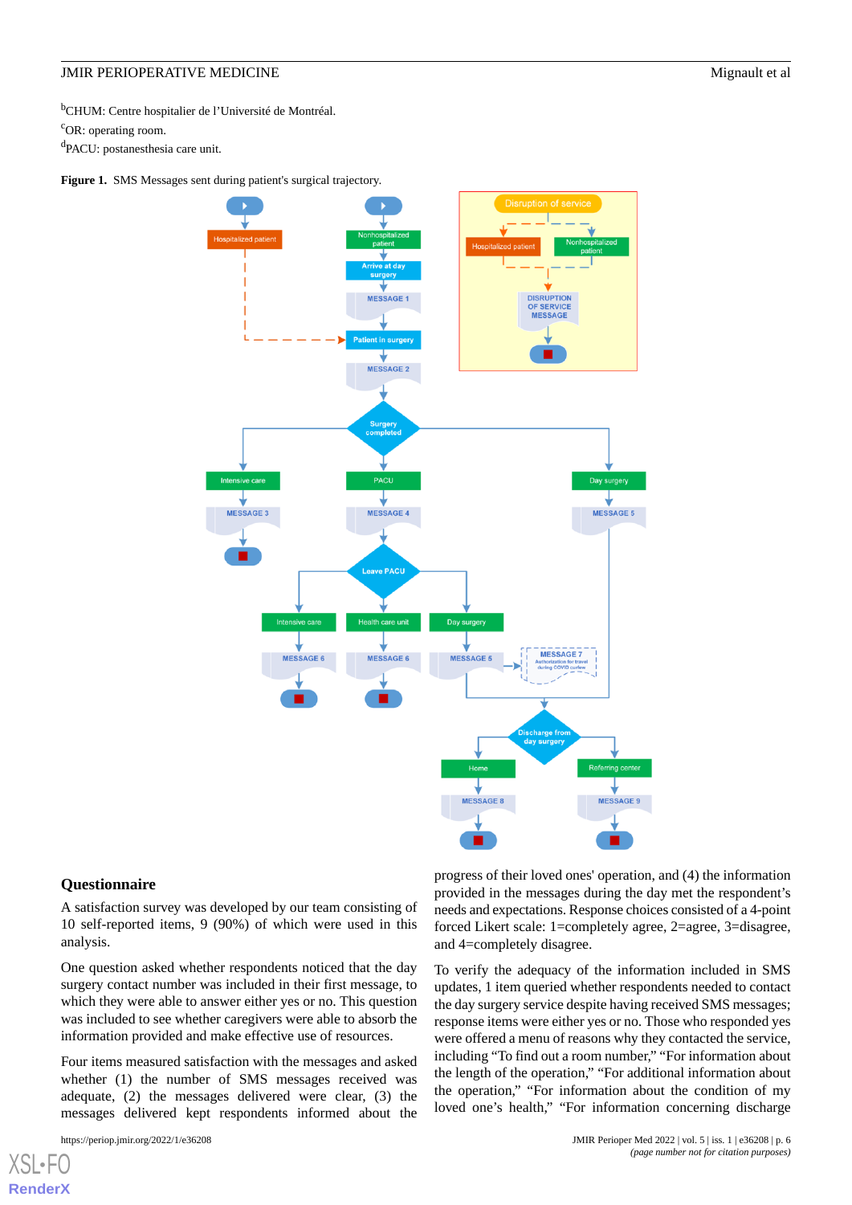[b]CHUM: Centre hospitalier de l'Université de Montréal.

[c]OR: operating room.

[d]PACU: postanesthesia care unit.

**Figure 1.** SMS Messages sent during patient's surgical trajectory.

## Questionnaire

A satisfaction survey was developed by our team consisting of 10 self-reported items, 9 (90%) of which were used in this analysis.

One question asked whether respondents noticed that the day surgery contact number was included in their first message, to which they were able to answer either yes or no. This question was included to see whether caregivers were able to absorb the information provided and make effective use of resources.

Four items measured satisfaction with the messages and asked whether (1) the number of SMS messages received was adequate, (2) the messages delivered were clear, (3) the messages delivered kept respondents informed about the progress of their loved ones' operation, and (4) the information provided in the messages during the day met the respondent's needs and expectations. Response choices consisted of a 4-point forced Likert scale: 1=completely agree, 2=agree, 3=disagree, and 4=completely disagree.

To verify the adequacy of the information included in SMS updates, 1 item queried whether respondents needed to contact the day surgery service despite having received SMS messages; response items were either yes or no. Those who responded yes were offered a menu of reasons why they contacted the service, including "To find out a room number," "For information about the length of the operation," "For additional information about the operation," "For information about the condition of my loved one's health," "For information concerning discharge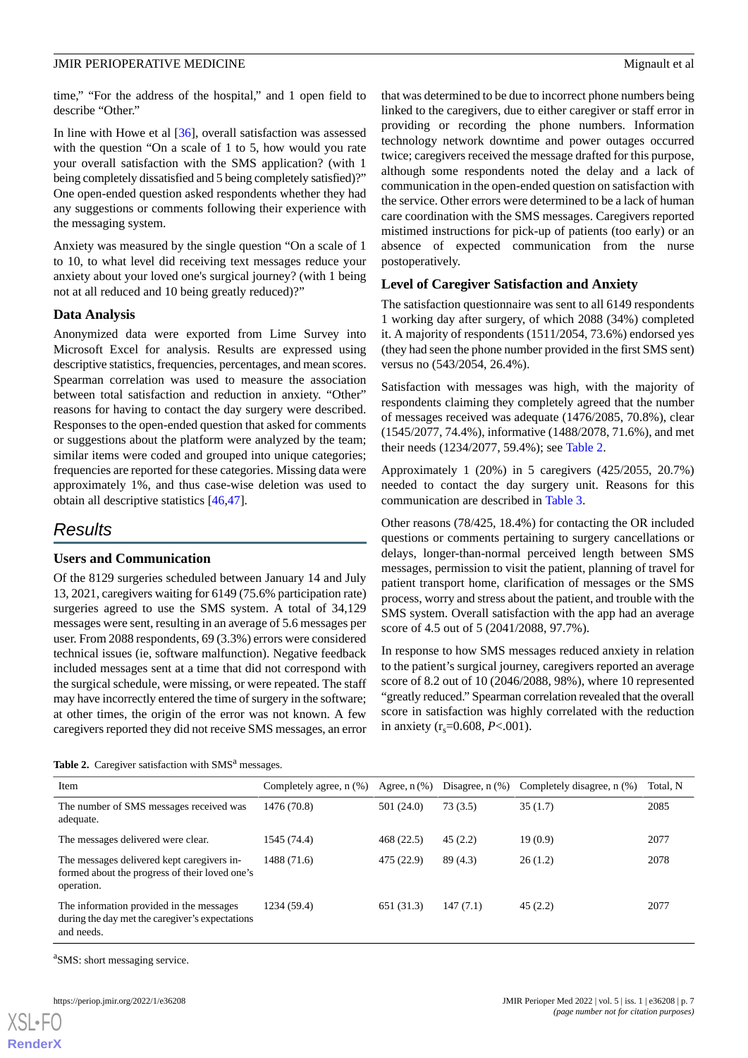time," "For the address of the hospital," and 1 open field to describe "Other."

In line with Howe et al [36], overall satisfaction was assessed with the question "On a scale of 1 to 5, how would you rate your overall satisfaction with the SMS application? (with 1 being completely dissatisfied and 5 being completely satisfied)?" One open-ended question asked respondents whether they had any suggestions or comments following their experience with the messaging system.

Anxiety was measured by the single question "On a scale of 1 to 10, to what level did receiving text messages reduce your anxiety about your loved one's surgical journey? (with 1 being not at all reduced and 10 being greatly reduced)?"

### Data Analysis

Anonymized data were exported from Lime Survey into Microsoft Excel for analysis. Results are expressed using descriptive statistics, frequencies, percentages, and mean scores. Spearman correlation was used to measure the association between total satisfaction and reduction in anxiety. "Other" reasons for having to contact the day surgery were described. Responses to the open-ended question that asked for comments or suggestions about the platform were analyzed by the team; similar items were coded and grouped into unique categories; frequencies are reported for these categories. Missing data were approximately 1%, and thus case-wise deletion was used to obtain all descriptive statistics [46,47].

## Results

### Users and Communication

Of the 8129 surgeries scheduled between January 14 and July 13, 2021, caregivers waiting for 6149 (75.6% participation rate) surgeries agreed to use the SMS system. A total of 34,129 messages were sent, resulting in an average of 5.6 messages per user. From 2088 respondents, 69 (3.3%) errors were considered technical issues (ie, software malfunction). Negative feedback included messages sent at a time that did not correspond with the surgical schedule, were missing, or were repeated. The staff may have incorrectly entered the time of surgery in the software; at other times, the origin of the error was not known. A few caregivers reported they did not receive SMS messages, an error that was determined to be due to incorrect phone numbers being linked to the caregivers, due to either caregiver or staff error in providing or recording the phone numbers. Information technology network downtime and power outages occurred twice; caregivers received the message drafted for this purpose, although some respondents noted the delay and a lack of communication in the open-ended question on satisfaction with the service. Other errors were determined to be a lack of human care coordination with the SMS messages. Caregivers reported mistimed instructions for pick-up of patients (too early) or an absence of expected communication from the nurse postoperatively.

### Level of Caregiver Satisfaction and Anxiety

The satisfaction questionnaire was sent to all 6149 respondents 1 working day after surgery, of which 2088 (34%) completed it. A majority of respondents (1511/2054, 73.6%) endorsed yes (they had seen the phone number provided in the first SMS sent) versus no (543/2054, 26.4%).

Satisfaction with messages was high, with the majority of respondents claiming they completely agreed that the number of messages received was adequate (1476/2085, 70.8%), clear (1545/2077, 74.4%), informative (1488/2078, 71.6%), and met their needs (1234/2077, 59.4%); see Table 2.

Approximately 1 (20%) in 5 caregivers (425/2055, 20.7%) needed to contact the day surgery unit. Reasons for this communication are described in Table 3.

Other reasons (78/425, 18.4%) for contacting the OR included questions or comments pertaining to surgery cancellations or delays, longer-than-normal perceived length between SMS messages, permission to visit the patient, planning of travel for patient transport home, clarification of messages or the SMS process, worry and stress about the patient, and trouble with the SMS system. Overall satisfaction with the app had an average score of 4.5 out of 5 (2041/2088, 97.7%).

In response to how SMS messages reduced anxiety in relation to the patient's surgical journey, caregivers reported an average score of 8.2 out of 10 (2046/2088, 98%), where 10 represented "greatly reduced." Spearman correlation revealed that the overall score in satisfaction was highly correlated with the reduction in anxiety ($r_s$=0.608, $P$<.001).

**Table 2.** Caregiver satisfaction with SMS[a] messages.

| Item | Completely agree, n (%) | Agree, n (%) | Disagree, n (%) | Completely disagree, n (%) | Total, N |
|---|---|---|---|---|---|
| The number of SMS messages received was adequate. | 1476 (70.8) | 501 (24.0) | 73 (3.5) | 35 (1.7) | 2085 |
| The messages delivered were clear. | 1545 (74.4) | 468 (22.5) | 45 (2.2) | 19 (0.9) | 2077 |
| The messages delivered kept caregivers informed about the progress of their loved one's operation. | 1488 (71.6) | 475 (22.9) | 89 (4.3) | 26 (1.2) | 2078 |
| The information provided in the messages during the day met the caregiver's expectations and needs. | 1234 (59.4) | 651 (31.3) | 147 (7.1) | 45 (2.2) | 2077 |

[a]SMS: short messaging service.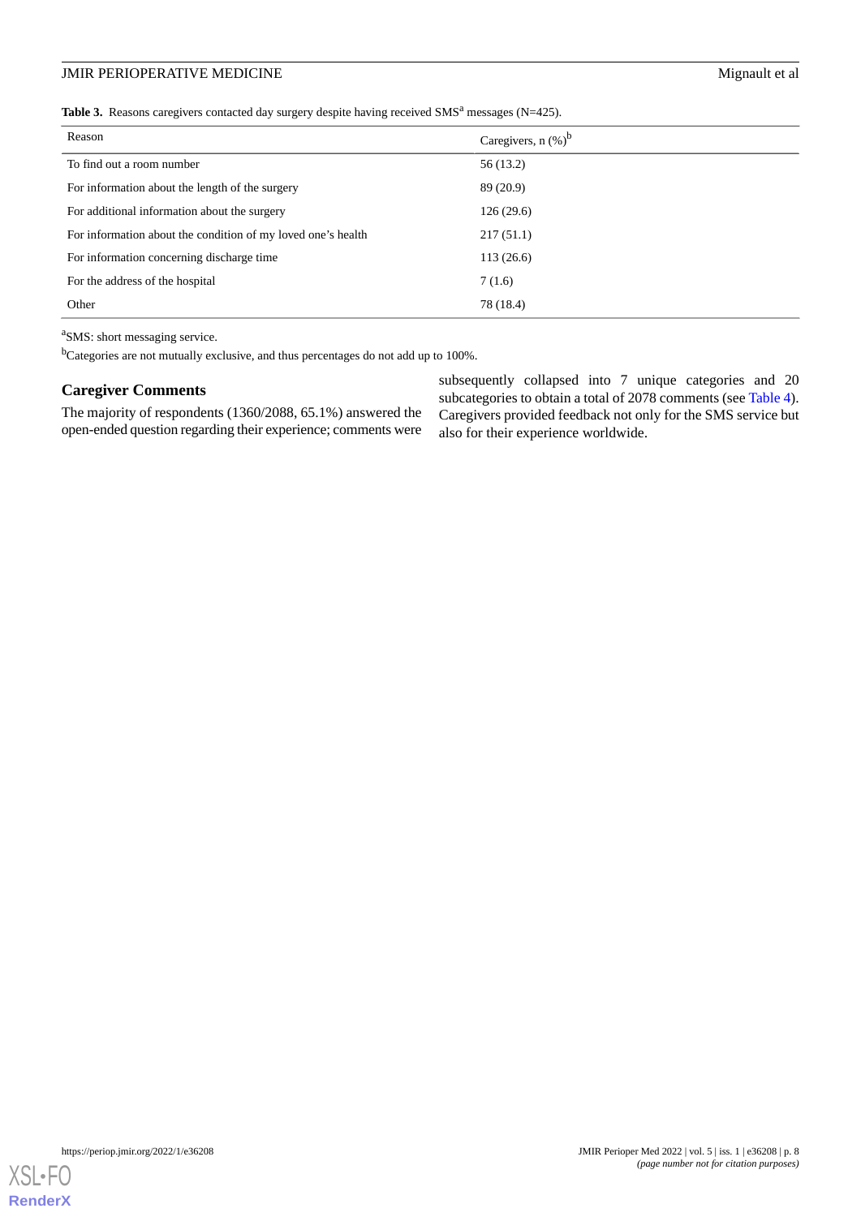**Table 3.** Reasons caregivers contacted day surgery despite having received SMS[a] messages (N=425).

| Reason | Caregivers, n (%)[b] |
|---|---|
| To find out a room number | 56 (13.2) |
| For information about the length of the surgery | 89 (20.9) |
| For additional information about the surgery | 126 (29.6) |
| For information about the condition of my loved one's health | 217 (51.1) |
| For information concerning discharge time | 113 (26.6) |
| For the address of the hospital | 7 (1.6) |
| Other | 78 (18.4) |

[a]SMS: short messaging service.

[b]Categories are not mutually exclusive, and thus percentages do not add up to 100%.

### Caregiver Comments

The majority of respondents (1360/2088, 65.1%) answered the open-ended question regarding their experience; comments were subsequently collapsed into 7 unique categories and 20 subcategories to obtain a total of 2078 comments (see Table 4). Caregivers provided feedback not only for the SMS service but also for their experience worldwide.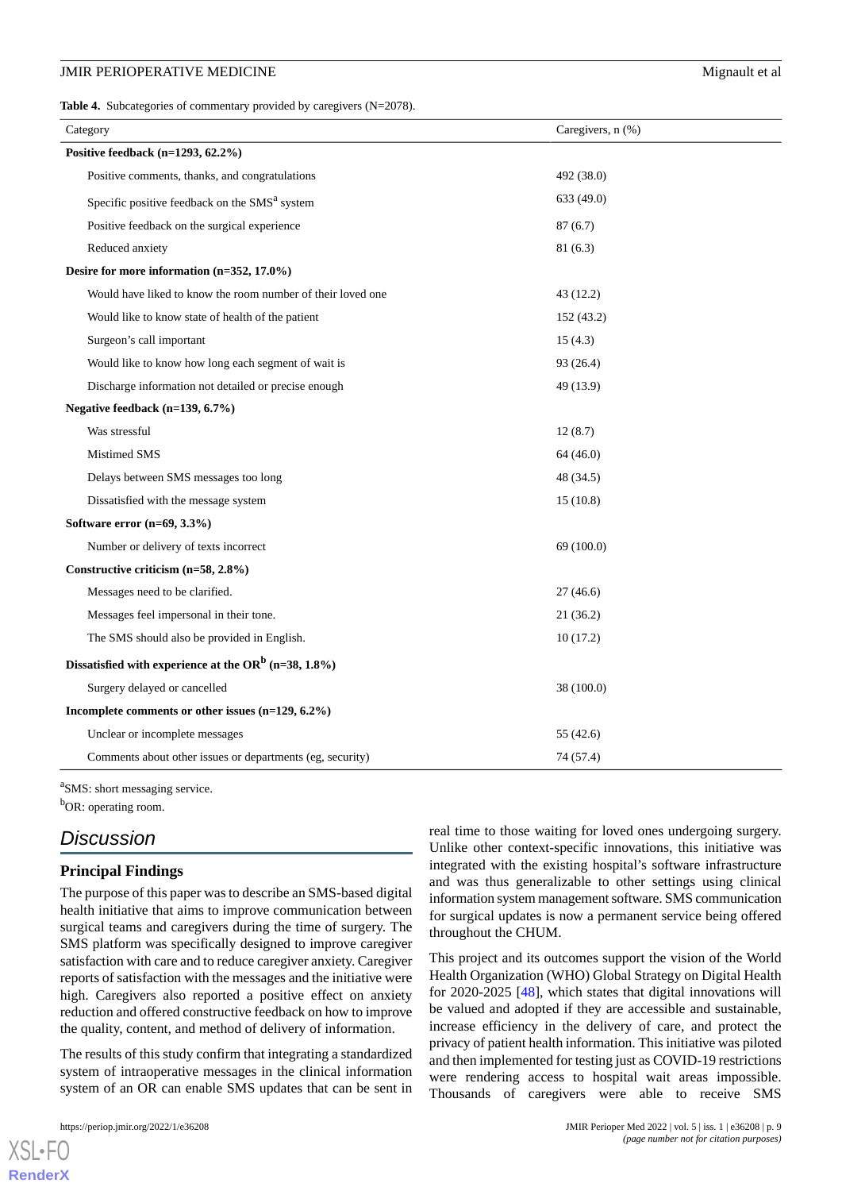**Table 4.** Subcategories of commentary provided by caregivers (N=2078).

| Category | Caregivers, n (%) |
|---|---|
| **Positive feedback (n=1293, 62.2%)** | |
| Positive comments, thanks, and congratulations | 492 (38.0) |
| Specific positive feedback on the SMS[a] system | 633 (49.0) |
| Positive feedback on the surgical experience | 87 (6.7) |
| Reduced anxiety | 81 (6.3) |
| **Desire for more information (n=352, 17.0%)** | |
| Would have liked to know the room number of their loved one | 43 (12.2) |
| Would like to know state of health of the patient | 152 (43.2) |
| Surgeon's call important | 15 (4.3) |
| Would like to know how long each segment of wait is | 93 (26.4) |
| Discharge information not detailed or precise enough | 49 (13.9) |
| **Negative feedback (n=139, 6.7%)** | |
| Was stressful | 12 (8.7) |
| Mistimed SMS | 64 (46.0) |
| Delays between SMS messages too long | 48 (34.5) |
| Dissatisfied with the message system | 15 (10.8) |
| **Software error (n=69, 3.3%)** | |
| Number or delivery of texts incorrect | 69 (100.0) |
| **Constructive criticism (n=58, 2.8%)** | |
| Messages need to be clarified. | 27 (46.6) |
| Messages feel impersonal in their tone. | 21 (36.2) |
| The SMS should also be provided in English. | 10 (17.2) |
| **Dissatisfied with experience at the OR[b] (n=38, 1.8%)** | |
| Surgery delayed or cancelled | 38 (100.0) |
| **Incomplete comments or other issues (n=129, 6.2%)** | |
| Unclear or incomplete messages | 55 (42.6) |
| Comments about other issues or departments (eg, security) | 74 (57.4) |

[a]SMS: short messaging service.

[b]OR: operating room.

## Discussion

### Principal Findings

The purpose of this paper was to describe an SMS-based digital health initiative that aims to improve communication between surgical teams and caregivers during the time of surgery. The SMS platform was specifically designed to improve caregiver satisfaction with care and to reduce caregiver anxiety. Caregiver reports of satisfaction with the messages and the initiative were high. Caregivers also reported a positive effect on anxiety reduction and offered constructive feedback on how to improve the quality, content, and method of delivery of information.

The results of this study confirm that integrating a standardized system of intraoperative messages in the clinical information system of an OR can enable SMS updates that can be sent in real time to those waiting for loved ones undergoing surgery. Unlike other context-specific innovations, this initiative was integrated with the existing hospital's software infrastructure and was thus generalizable to other settings using clinical information system management software. SMS communication for surgical updates is now a permanent service being offered throughout the CHUM.

This project and its outcomes support the vision of the World Health Organization (WHO) Global Strategy on Digital Health for 2020-2025 [48], which states that digital innovations will be valued and adopted if they are accessible and sustainable, increase efficiency in the delivery of care, and protect the privacy of patient health information. This initiative was piloted and then implemented for testing just as COVID-19 restrictions were rendering access to hospital wait areas impossible. Thousands of caregivers were able to receive SMS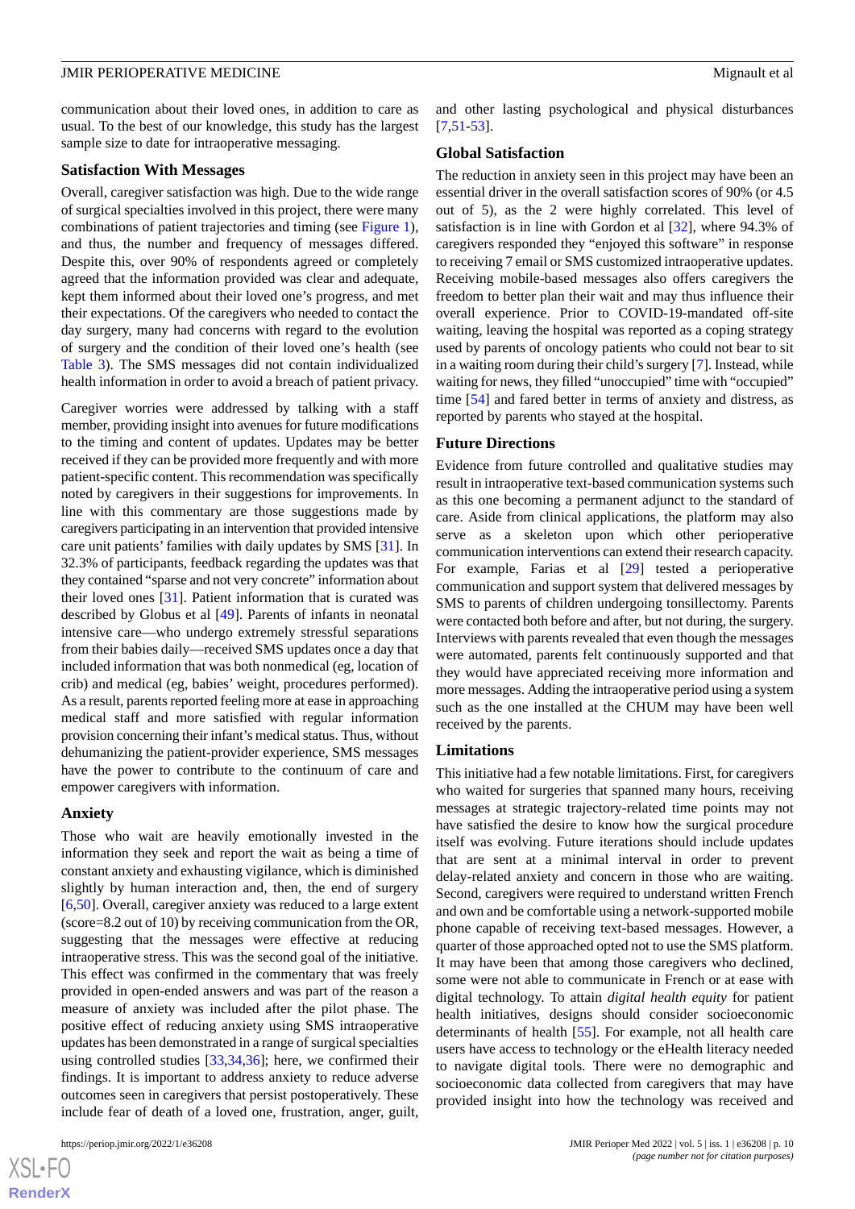communication about their loved ones, in addition to care as usual. To the best of our knowledge, this study has the largest sample size to date for intraoperative messaging.

### Satisfaction With Messages

Overall, caregiver satisfaction was high. Due to the wide range of surgical specialties involved in this project, there were many combinations of patient trajectories and timing (see Figure 1), and thus, the number and frequency of messages differed. Despite this, over 90% of respondents agreed or completely agreed that the information provided was clear and adequate, kept them informed about their loved one's progress, and met their expectations. Of the caregivers who needed to contact the day surgery, many had concerns with regard to the evolution of surgery and the condition of their loved one's health (see Table 3). The SMS messages did not contain individualized health information in order to avoid a breach of patient privacy.

Caregiver worries were addressed by talking with a staff member, providing insight into avenues for future modifications to the timing and content of updates. Updates may be better received if they can be provided more frequently and with more patient-specific content. This recommendation was specifically noted by caregivers in their suggestions for improvements. In line with this commentary are those suggestions made by caregivers participating in an intervention that provided intensive care unit patients' families with daily updates by SMS [31]. In 32.3% of participants, feedback regarding the updates was that they contained "sparse and not very concrete" information about their loved ones [31]. Patient information that is curated was described by Globus et al [49]. Parents of infants in neonatal intensive care—who undergo extremely stressful separations from their babies daily—received SMS updates once a day that included information that was both nonmedical (eg, location of crib) and medical (eg, babies' weight, procedures performed). As a result, parents reported feeling more at ease in approaching medical staff and more satisfied with regular information provision concerning their infant's medical status. Thus, without dehumanizing the patient-provider experience, SMS messages have the power to contribute to the continuum of care and empower caregivers with information.

### Anxiety

Those who wait are heavily emotionally invested in the information they seek and report the wait as being a time of constant anxiety and exhausting vigilance, which is diminished slightly by human interaction and, then, the end of surgery [6,50]. Overall, caregiver anxiety was reduced to a large extent (score=8.2 out of 10) by receiving communication from the OR, suggesting that the messages were effective at reducing intraoperative stress. This was the second goal of the initiative. This effect was confirmed in the commentary that was freely provided in open-ended answers and was part of the reason a measure of anxiety was included after the pilot phase. The positive effect of reducing anxiety using SMS intraoperative updates has been demonstrated in a range of surgical specialties using controlled studies [33,34,36]; here, we confirmed their findings. It is important to address anxiety to reduce adverse outcomes seen in caregivers that persist postoperatively. These include fear of death of a loved one, frustration, anger, guilt, and other lasting psychological and physical disturbances [7,51-53].

### Global Satisfaction

The reduction in anxiety seen in this project may have been an essential driver in the overall satisfaction scores of 90% (or 4.5 out of 5), as the 2 were highly correlated. This level of satisfaction is in line with Gordon et al [32], where 94.3% of caregivers responded they "enjoyed this software" in response to receiving 7 email or SMS customized intraoperative updates. Receiving mobile-based messages also offers caregivers the freedom to better plan their wait and may thus influence their overall experience. Prior to COVID-19-mandated off-site waiting, leaving the hospital was reported as a coping strategy used by parents of oncology patients who could not bear to sit in a waiting room during their child's surgery [7]. Instead, while waiting for news, they filled "unoccupied" time with "occupied" time [54] and fared better in terms of anxiety and distress, as reported by parents who stayed at the hospital.

### Future Directions

Evidence from future controlled and qualitative studies may result in intraoperative text-based communication systems such as this one becoming a permanent adjunct to the standard of care. Aside from clinical applications, the platform may also serve as a skeleton upon which other perioperative communication interventions can extend their research capacity. For example, Farias et al [29] tested a perioperative communication and support system that delivered messages by SMS to parents of children undergoing tonsillectomy. Parents were contacted both before and after, but not during, the surgery. Interviews with parents revealed that even though the messages were automated, parents felt continuously supported and that they would have appreciated receiving more information and more messages. Adding the intraoperative period using a system such as the one installed at the CHUM may have been well received by the parents.

### Limitations

This initiative had a few notable limitations. First, for caregivers who waited for surgeries that spanned many hours, receiving messages at strategic trajectory-related time points may not have satisfied the desire to know how the surgical procedure itself was evolving. Future iterations should include updates that are sent at a minimal interval in order to prevent delay-related anxiety and concern in those who are waiting. Second, caregivers were required to understand written French and own and be comfortable using a network-supported mobile phone capable of receiving text-based messages. However, a quarter of those approached opted not to use the SMS platform. It may have been that among those caregivers who declined, some were not able to communicate in French or at ease with digital technology. To attain *digital health equity* for patient health initiatives, designs should consider socioeconomic determinants of health [55]. For example, not all health care users have access to technology or the eHealth literacy needed to navigate digital tools. There were no demographic and socioeconomic data collected from caregivers that may have provided insight into how the technology was received and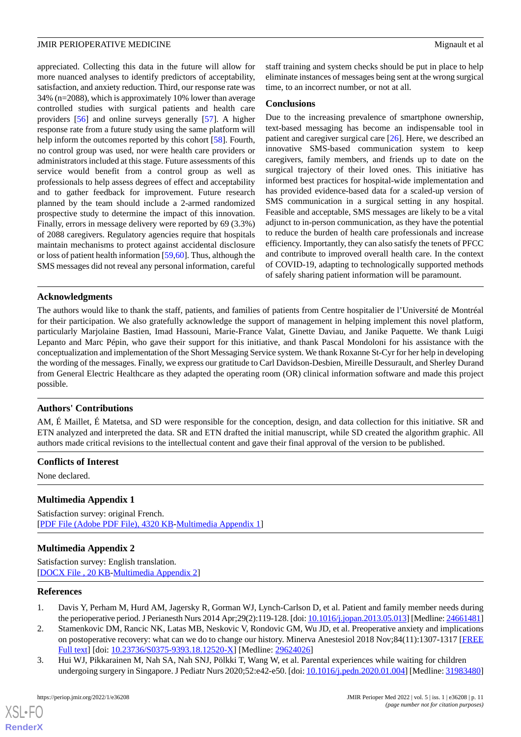appreciated. Collecting this data in the future will allow for more nuanced analyses to identify predictors of acceptability, satisfaction, and anxiety reduction. Third, our response rate was 34% (n=2088), which is approximately 10% lower than average controlled studies with surgical patients and health care providers [56] and online surveys generally [57]. A higher response rate from a future study using the same platform will help inform the outcomes reported by this cohort [58]. Fourth, no control group was used, nor were health care providers or administrators included at this stage. Future assessments of this service would benefit from a control group as well as professionals to help assess degrees of effect and acceptability and to gather feedback for improvement. Future research planned by the team should include a 2-armed randomized prospective study to determine the impact of this innovation. Finally, errors in message delivery were reported by 69 (3.3%) of 2088 caregivers. Regulatory agencies require that hospitals maintain mechanisms to protect against accidental disclosure or loss of patient health information [59,60]. Thus, although the SMS messages did not reveal any personal information, careful staff training and system checks should be put in place to help eliminate instances of messages being sent at the wrong surgical time, to an incorrect number, or not at all.

### Conclusions

Due to the increasing prevalence of smartphone ownership, text-based messaging has become an indispensable tool in patient and caregiver surgical care [26]. Here, we described an innovative SMS-based communication system to keep caregivers, family members, and friends up to date on the surgical trajectory of their loved ones. This initiative has informed best practices for hospital-wide implementation and has provided evidence-based data for a scaled-up version of SMS communication in a surgical setting in any hospital. Feasible and acceptable, SMS messages are likely to be a vital adjunct to in-person communication, as they have the potential to reduce the burden of health care professionals and increase efficiency. Importantly, they can also satisfy the tenets of PFCC and contribute to improved overall health care. In the context of COVID-19, adapting to technologically supported methods of safely sharing patient information will be paramount.

## Acknowledgments

The authors would like to thank the staff, patients, and families of patients from Centre hospitalier de l'Université de Montréal for their participation. We also gratefully acknowledge the support of management in helping implement this novel platform, particularly Marjolaine Bastien, Imad Hassouni, Marie-France Valat, Ginette Daviau, and Janike Paquette. We thank Luigi Lepanto and Marc Pépin, who gave their support for this initiative, and thank Pascal Mondoloni for his assistance with the conceptualization and implementation of the Short Messaging Service system. We thank Roxanne St-Cyr for her help in developing the wording of the messages. Finally, we express our gratitude to Carl Davidson-Desbien, Mireille Dessurault, and Sherley Durand from General Electric Healthcare as they adapted the operating room (OR) clinical information software and made this project possible.

## Authors' Contributions

AM, É Maillet, É Matetsa, and SD were responsible for the conception, design, and data collection for this initiative. SR and ETN analyzed and interpreted the data. SR and ETN drafted the initial manuscript, while SD created the algorithm graphic. All authors made critical revisions to the intellectual content and gave their final approval of the version to be published.

## Conflicts of Interest

None declared.

## Multimedia Appendix 1

Satisfaction survey: original French.
[PDF File (Adobe PDF File), 4320 KB-Multimedia Appendix 1]

## Multimedia Appendix 2

Satisfaction survey: English translation.
[DOCX File , 20 KB-Multimedia Appendix 2]

## References

1. Davis Y, Perham M, Hurd AM, Jagersky R, Gorman WJ, Lynch-Carlson D, et al. Patient and family member needs during the perioperative period. J Perianesth Nurs 2014 Apr;29(2):119-128. [doi: 10.1016/j.jopan.2013.05.013] [Medline: 24661481]
2. Stamenkovic DM, Rancic NK, Latas MB, Neskovic V, Rondovic GM, Wu JD, et al. Preoperative anxiety and implications on postoperative recovery: what can we do to change our history. Minerva Anestesiol 2018 Nov;84(11):1307-1317 [FREE Full text] [doi: 10.23736/S0375-9393.18.12520-X] [Medline: 29624026]
3. Hui WJ, Pikkarainen M, Nah SA, Nah SNJ, Pölkki T, Wang W, et al. Parental experiences while waiting for children undergoing surgery in Singapore. J Pediatr Nurs 2020;52:e42-e50. [doi: 10.1016/j.pedn.2020.01.004] [Medline: 31983480]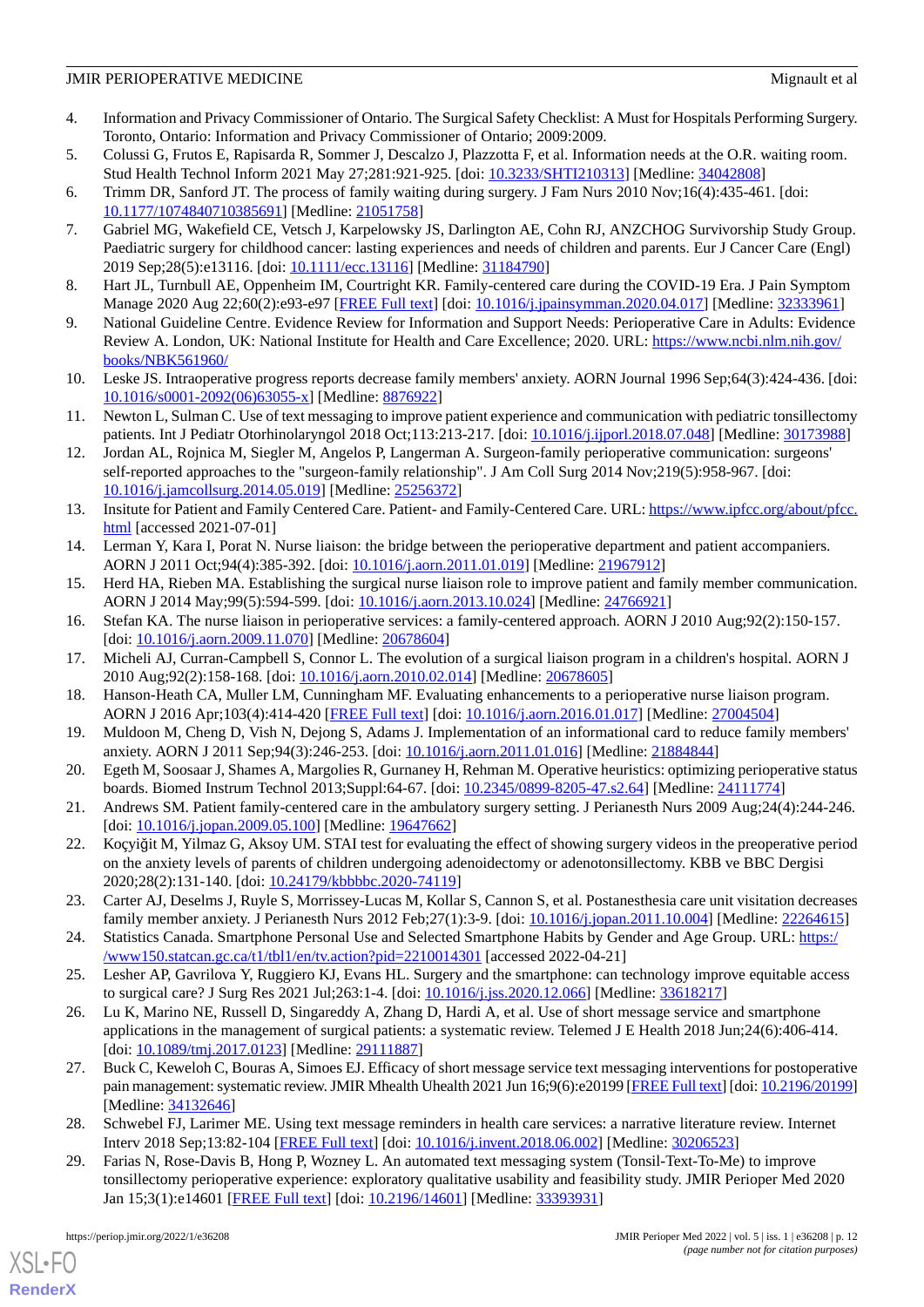4. Information and Privacy Commissioner of Ontario. The Surgical Safety Checklist: A Must for Hospitals Performing Surgery. Toronto, Ontario: Information and Privacy Commissioner of Ontario; 2009:2009.
5. Colussi G, Frutos E, Rapisarda R, Sommer J, Descalzo J, Plazzotta F, et al. Information needs at the O.R. waiting room. Stud Health Technol Inform 2021 May 27;281:921-925. [doi: 10.3233/SHTI210313] [Medline: 34042808]
6. Trimm DR, Sanford JT. The process of family waiting during surgery. J Fam Nurs 2010 Nov;16(4):435-461. [doi: 10.1177/1074840710385691] [Medline: 21051758]
7. Gabriel MG, Wakefield CE, Vetsch J, Karpelowsky JS, Darlington AE, Cohn RJ, ANZCHOG Survivorship Study Group. Paediatric surgery for childhood cancer: lasting experiences and needs of children and parents. Eur J Cancer Care (Engl) 2019 Sep;28(5):e13116. [doi: 10.1111/ecc.13116] [Medline: 31184790]
8. Hart JL, Turnbull AE, Oppenheim IM, Courtright KR. Family-centered care during the COVID-19 Era. J Pain Symptom Manage 2020 Aug 22;60(2):e93-e97 [FREE Full text] [doi: 10.1016/j.jpainsymman.2020.04.017] [Medline: 32333961]
9. National Guideline Centre. Evidence Review for Information and Support Needs: Perioperative Care in Adults: Evidence Review A. London, UK: National Institute for Health and Care Excellence; 2020. URL: https://www.ncbi.nlm.nih.gov/books/NBK561960/
10. Leske JS. Intraoperative progress reports decrease family members' anxiety. AORN Journal 1996 Sep;64(3):424-436. [doi: 10.1016/s0001-2092(06)63055-x] [Medline: 8876922]
11. Newton L, Sulman C. Use of text messaging to improve patient experience and communication with pediatric tonsillectomy patients. Int J Pediatr Otorhinolaryngol 2018 Oct;113:213-217. [doi: 10.1016/j.ijporl.2018.07.048] [Medline: 30173988]
12. Jordan AL, Rojnica M, Siegler M, Angelos P, Langerman A. Surgeon-family perioperative communication: surgeons' self-reported approaches to the "surgeon-family relationship". J Am Coll Surg 2014 Nov;219(5):958-967. [doi: 10.1016/j.jamcollsurg.2014.05.019] [Medline: 25256372]
13. Insitute for Patient and Family Centered Care. Patient- and Family-Centered Care. URL: https://www.ipfcc.org/about/pfcc.html [accessed 2021-07-01]
14. Lerman Y, Kara I, Porat N. Nurse liaison: the bridge between the perioperative department and patient accompaniers. AORN J 2011 Oct;94(4):385-392. [doi: 10.1016/j.aorn.2011.01.019] [Medline: 21967912]
15. Herd HA, Rieben MA. Establishing the surgical nurse liaison role to improve patient and family member communication. AORN J 2014 May;99(5):594-599. [doi: 10.1016/j.aorn.2013.10.024] [Medline: 24766921]
16. Stefan KA. The nurse liaison in perioperative services: a family-centered approach. AORN J 2010 Aug;92(2):150-157. [doi: 10.1016/j.aorn.2009.11.070] [Medline: 20678604]
17. Micheli AJ, Curran-Campbell S, Connor L. The evolution of a surgical liaison program in a children's hospital. AORN J 2010 Aug;92(2):158-168. [doi: 10.1016/j.aorn.2010.02.014] [Medline: 20678605]
18. Hanson-Heath CA, Muller LM, Cunningham MF. Evaluating enhancements to a perioperative nurse liaison program. AORN J 2016 Apr;103(4):414-420 [FREE Full text] [doi: 10.1016/j.aorn.2016.01.017] [Medline: 27004504]
19. Muldoon M, Cheng D, Vish N, Dejong S, Adams J. Implementation of an informational card to reduce family members' anxiety. AORN J 2011 Sep;94(3):246-253. [doi: 10.1016/j.aorn.2011.01.016] [Medline: 21884844]
20. Egeth M, Soosaar J, Shames A, Margolies R, Gurnaney H, Rehman M. Operative heuristics: optimizing perioperative status boards. Biomed Instrum Technol 2013;Suppl:64-67. [doi: 10.2345/0899-8205-47.s2.64] [Medline: 24111774]
21. Andrews SM. Patient family-centered care in the ambulatory surgery setting. J Perianesth Nurs 2009 Aug;24(4):244-246. [doi: 10.1016/j.jopan.2009.05.100] [Medline: 19647662]
22. Koçyiğit M, Yilmaz G, Aksoy UM. STAI test for evaluating the effect of showing surgery videos in the preoperative period on the anxiety levels of parents of children undergoing adenoidectomy or adenotonsillectomy. KBB ve BBC Dergisi 2020;28(2):131-140. [doi: 10.24179/kbbbbc.2020-74119]
23. Carter AJ, Deselms J, Ruyle S, Morrissey-Lucas M, Kollar S, Cannon S, et al. Postanesthesia care unit visitation decreases family member anxiety. J Perianesth Nurs 2012 Feb;27(1):3-9. [doi: 10.1016/j.jopan.2011.10.004] [Medline: 22264615]
24. Statistics Canada. Smartphone Personal Use and Selected Smartphone Habits by Gender and Age Group. URL: https://www150.statcan.gc.ca/t1/tbl1/en/tv.action?pid=2210014301 [accessed 2022-04-21]
25. Lesher AP, Gavrilova Y, Ruggiero KJ, Evans HL. Surgery and the smartphone: can technology improve equitable access to surgical care? J Surg Res 2021 Jul;263:1-4. [doi: 10.1016/j.jss.2020.12.066] [Medline: 33618217]
26. Lu K, Marino NE, Russell D, Singareddy A, Zhang D, Hardi A, et al. Use of short message service and smartphone applications in the management of surgical patients: a systematic review. Telemed J E Health 2018 Jun;24(6):406-414. [doi: 10.1089/tmj.2017.0123] [Medline: 29111887]
27. Buck C, Keweloh C, Bouras A, Simoes EJ. Efficacy of short message service text messaging interventions for postoperative pain management: systematic review. JMIR Mhealth Uhealth 2021 Jun 16;9(6):e20199 [FREE Full text] [doi: 10.2196/20199] [Medline: 34132646]
28. Schwebel FJ, Larimer ME. Using text message reminders in health care services: a narrative literature review. Internet Interv 2018 Sep;13:82-104 [FREE Full text] [doi: 10.1016/j.invent.2018.06.002] [Medline: 30206523]
29. Farias N, Rose-Davis B, Hong P, Wozney L. An automated text messaging system (Tonsil-Text-To-Me) to improve tonsillectomy perioperative experience: exploratory qualitative usability and feasibility study. JMIR Perioper Med 2020 Jan 15;3(1):e14601 [FREE Full text] [doi: 10.2196/14601] [Medline: 33393931]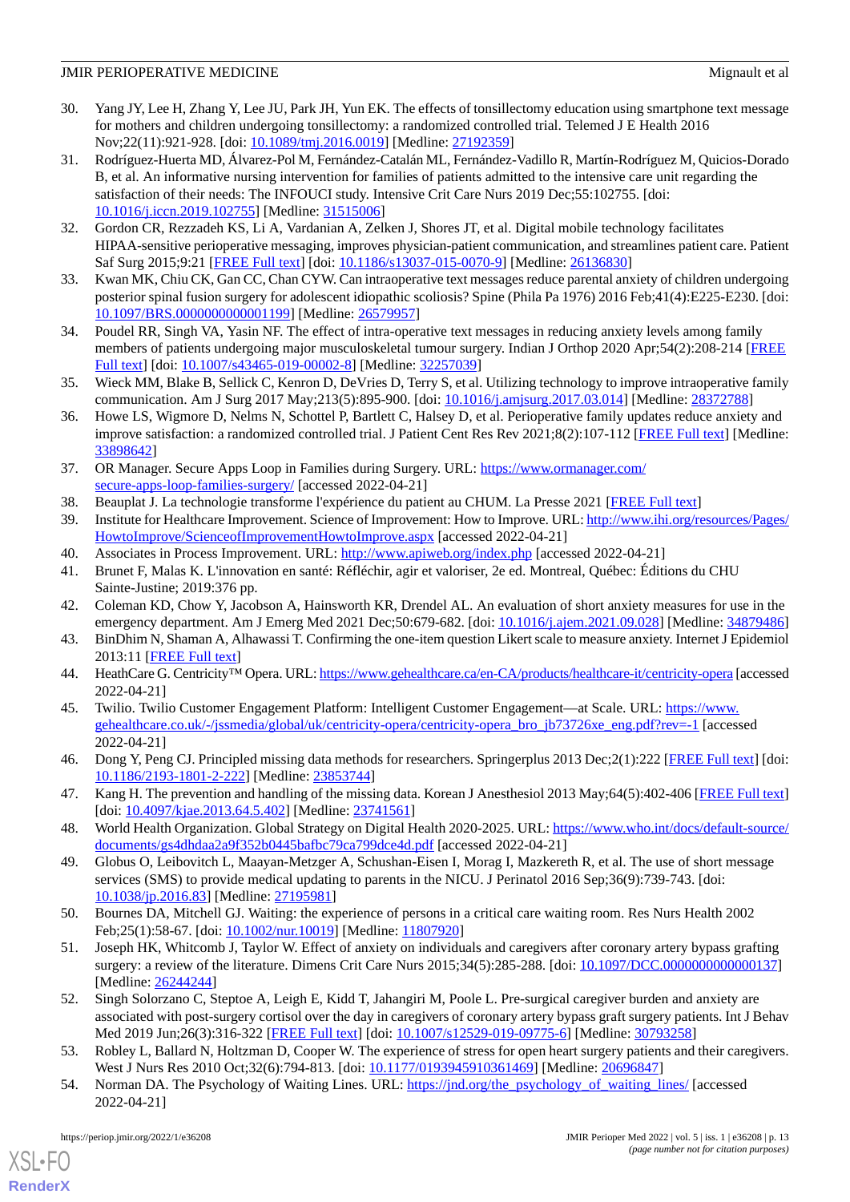30. Yang JY, Lee H, Zhang Y, Lee JU, Park JH, Yun EK. The effects of tonsillectomy education using smartphone text message for mothers and children undergoing tonsillectomy: a randomized controlled trial. Telemed J E Health 2016 Nov;22(11):921-928. [doi: 10.1089/tmj.2016.0019] [Medline: 27192359]
31. Rodríguez-Huerta MD, Álvarez-Pol M, Fernández-Catalán ML, Fernández-Vadillo R, Martín-Rodríguez M, Quicios-Dorado B, et al. An informative nursing intervention for families of patients admitted to the intensive care unit regarding the satisfaction of their needs: The INFOUCI study. Intensive Crit Care Nurs 2019 Dec;55:102755. [doi: 10.1016/j.iccn.2019.102755] [Medline: 31515006]
32. Gordon CR, Rezzadeh KS, Li A, Vardanian A, Zelken J, Shores JT, et al. Digital mobile technology facilitates HIPAA-sensitive perioperative messaging, improves physician-patient communication, and streamlines patient care. Patient Saf Surg 2015;9:21 [FREE Full text] [doi: 10.1186/s13037-015-0070-9] [Medline: 26136830]
33. Kwan MK, Chiu CK, Gan CC, Chan CYW. Can intraoperative text messages reduce parental anxiety of children undergoing posterior spinal fusion surgery for adolescent idiopathic scoliosis? Spine (Phila Pa 1976) 2016 Feb;41(4):E225-E230. [doi: 10.1097/BRS.0000000000001199] [Medline: 26579957]
34. Poudel RR, Singh VA, Yasin NF. The effect of intra-operative text messages in reducing anxiety levels among family members of patients undergoing major musculoskeletal tumour surgery. Indian J Orthop 2020 Apr;54(2):208-214 [FREE Full text] [doi: 10.1007/s43465-019-00002-8] [Medline: 32257039]
35. Wieck MM, Blake B, Sellick C, Kenron D, DeVries D, Terry S, et al. Utilizing technology to improve intraoperative family communication. Am J Surg 2017 May;213(5):895-900. [doi: 10.1016/j.amjsurg.2017.03.014] [Medline: 28372788]
36. Howe LS, Wigmore D, Nelms N, Schottel P, Bartlett C, Halsey D, et al. Perioperative family updates reduce anxiety and improve satisfaction: a randomized controlled trial. J Patient Cent Res Rev 2021;8(2):107-112 [FREE Full text] [Medline: 33898642]
37. OR Manager. Secure Apps Loop in Families during Surgery. URL: https://www.ormanager.com/secure-apps-loop-families-surgery/ [accessed 2022-04-21]
38. Beauplat J. La technologie transforme l'expérience du patient au CHUM. La Presse 2021 [FREE Full text]
39. Institute for Healthcare Improvement. Science of Improvement: How to Improve. URL: http://www.ihi.org/resources/Pages/HowtoImprove/ScienceofImprovementHowtoImprove.aspx [accessed 2022-04-21]
40. Associates in Process Improvement. URL: http://www.apiweb.org/index.php [accessed 2022-04-21]
41. Brunet F, Malas K. L'innovation en santé: Réfléchir, agir et valoriser, 2e ed. Montreal, Québec: Éditions du CHU Sainte-Justine; 2019:376 pp.
42. Coleman KD, Chow Y, Jacobson A, Hainsworth KR, Drendel AL. An evaluation of short anxiety measures for use in the emergency department. Am J Emerg Med 2021 Dec;50:679-682. [doi: 10.1016/j.ajem.2021.09.028] [Medline: 34879486]
43. BinDhim N, Shaman A, Alhawassi T. Confirming the one-item question Likert scale to measure anxiety. Internet J Epidemiol 2013:11 [FREE Full text]
44. HeathCare G. Centricity™ Opera. URL: https://www.gehealthcare.ca/en-CA/products/healthcare-it/centricity-opera [accessed 2022-04-21]
45. Twilio. Twilio Customer Engagement Platform: Intelligent Customer Engagement—at Scale. URL: https://www.gehealthcare.co.uk/-/jssmedia/global/uk/centricity-opera/centricity-opera_bro_jb73726xe_eng.pdf?rev=-1 [accessed 2022-04-21]
46. Dong Y, Peng CJ. Principled missing data methods for researchers. Springerplus 2013 Dec;2(1):222 [FREE Full text] [doi: 10.1186/2193-1801-2-222] [Medline: 23853744]
47. Kang H. The prevention and handling of the missing data. Korean J Anesthesiol 2013 May;64(5):402-406 [FREE Full text] [doi: 10.4097/kjae.2013.64.5.402] [Medline: 23741561]
48. World Health Organization. Global Strategy on Digital Health 2020-2025. URL: https://www.who.int/docs/default-source/documents/gs4dhdaa2a9f352b0445bafbc79ca799dce4d.pdf [accessed 2022-04-21]
49. Globus O, Leibovitch L, Maayan-Metzger A, Schushan-Eisen I, Morag I, Mazkereth R, et al. The use of short message services (SMS) to provide medical updating to parents in the NICU. J Perinatol 2016 Sep;36(9):739-743. [doi: 10.1038/jp.2016.83] [Medline: 27195981]
50. Bournes DA, Mitchell GJ. Waiting: the experience of persons in a critical care waiting room. Res Nurs Health 2002 Feb;25(1):58-67. [doi: 10.1002/nur.10019] [Medline: 11807920]
51. Joseph HK, Whitcomb J, Taylor W. Effect of anxiety on individuals and caregivers after coronary artery bypass grafting surgery: a review of the literature. Dimens Crit Care Nurs 2015;34(5):285-288. [doi: 10.1097/DCC.0000000000000137] [Medline: 26244244]
52. Singh Solorzano C, Steptoe A, Leigh E, Kidd T, Jahangiri M, Poole L. Pre-surgical caregiver burden and anxiety are associated with post-surgery cortisol over the day in caregivers of coronary artery bypass graft surgery patients. Int J Behav Med 2019 Jun;26(3):316-322 [FREE Full text] [doi: 10.1007/s12529-019-09775-6] [Medline: 30793258]
53. Robley L, Ballard N, Holtzman D, Cooper W. The experience of stress for open heart surgery patients and their caregivers. West J Nurs Res 2010 Oct;32(6):794-813. [doi: 10.1177/0193945910361469] [Medline: 20696847]
54. Norman DA. The Psychology of Waiting Lines. URL: https://jnd.org/the_psychology_of_waiting_lines/ [accessed 2022-04-21]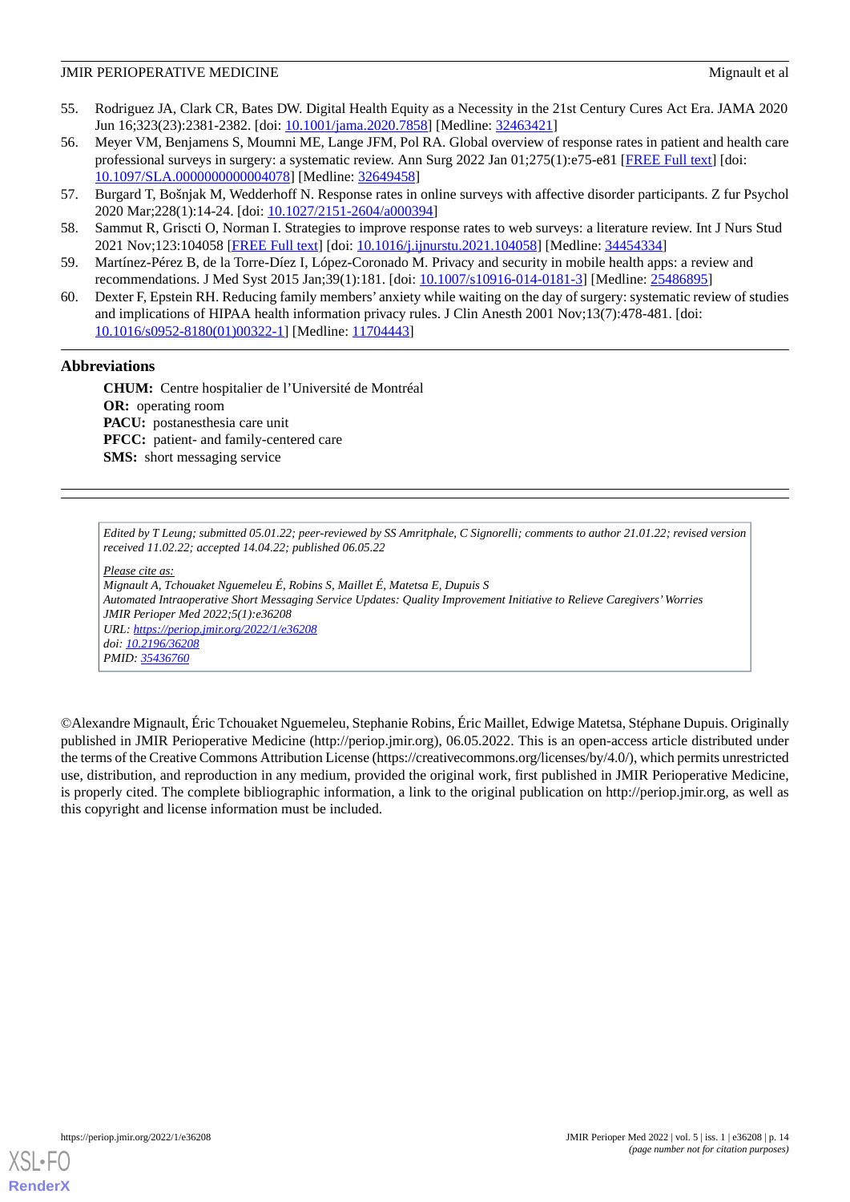55. Rodriguez JA, Clark CR, Bates DW. Digital Health Equity as a Necessity in the 21st Century Cures Act Era. JAMA 2020 Jun 16;323(23):2381-2382. [doi: 10.1001/jama.2020.7858] [Medline: 32463421]
56. Meyer VM, Benjamens S, Moumni ME, Lange JFM, Pol RA. Global overview of response rates in patient and health care professional surveys in surgery: a systematic review. Ann Surg 2022 Jan 01;275(1):e75-e81 [FREE Full text] [doi: 10.1097/SLA.0000000000004078] [Medline: 32649458]
57. Burgard T, Bošnjak M, Wedderhoff N. Response rates in online surveys with affective disorder participants. Z fur Psychol 2020 Mar;228(1):14-24. [doi: 10.1027/2151-2604/a000394]
58. Sammut R, Griscti O, Norman I. Strategies to improve response rates to web surveys: a literature review. Int J Nurs Stud 2021 Nov;123:104058 [FREE Full text] [doi: 10.1016/j.ijnurstu.2021.104058] [Medline: 34454334]
59. Martínez-Pérez B, de la Torre-Díez I, López-Coronado M. Privacy and security in mobile health apps: a review and recommendations. J Med Syst 2015 Jan;39(1):181. [doi: 10.1007/s10916-014-0181-3] [Medline: 25486895]
60. Dexter F, Epstein RH. Reducing family members' anxiety while waiting on the day of surgery: systematic review of studies and implications of HIPAA health information privacy rules. J Clin Anesth 2001 Nov;13(7):478-481. [doi: 10.1016/s0952-8180(01)00322-1] [Medline: 11704443]

## Abbreviations

**CHUM:** Centre hospitalier de l'Université de Montréal
**OR:** operating room
**PACU:** postanesthesia care unit
**PFCC:** patient- and family-centered care
**SMS:** short messaging service

---

*Edited by T Leung; submitted 05.01.22; peer-reviewed by SS Amritphale, C Signorelli; comments to author 21.01.22; revised version received 11.02.22; accepted 14.04.22; published 06.05.22*

*Please cite as:*
*Mignault A, Tchouaket Nguemeleu É, Robins S, Maillet É, Matetsa E, Dupuis S*
*Automated Intraoperative Short Messaging Service Updates: Quality Improvement Initiative to Relieve Caregivers' Worries*
*JMIR Perioper Med 2022;5(1):e36208*
*URL: https://periop.jmir.org/2022/1/e36208*
*doi: 10.2196/36208*
*PMID: 35436760*

©Alexandre Mignault, Éric Tchouaket Nguemeleu, Stephanie Robins, Éric Maillet, Edwige Matetsa, Stéphane Dupuis. Originally published in JMIR Perioperative Medicine (http://periop.jmir.org), 06.05.2022. This is an open-access article distributed under the terms of the Creative Commons Attribution License (https://creativecommons.org/licenses/by/4.0/), which permits unrestricted use, distribution, and reproduction in any medium, provided the original work, first published in JMIR Perioperative Medicine, is properly cited. The complete bibliographic information, a link to the original publication on http://periop.jmir.org, as well as this copyright and license information must be included.